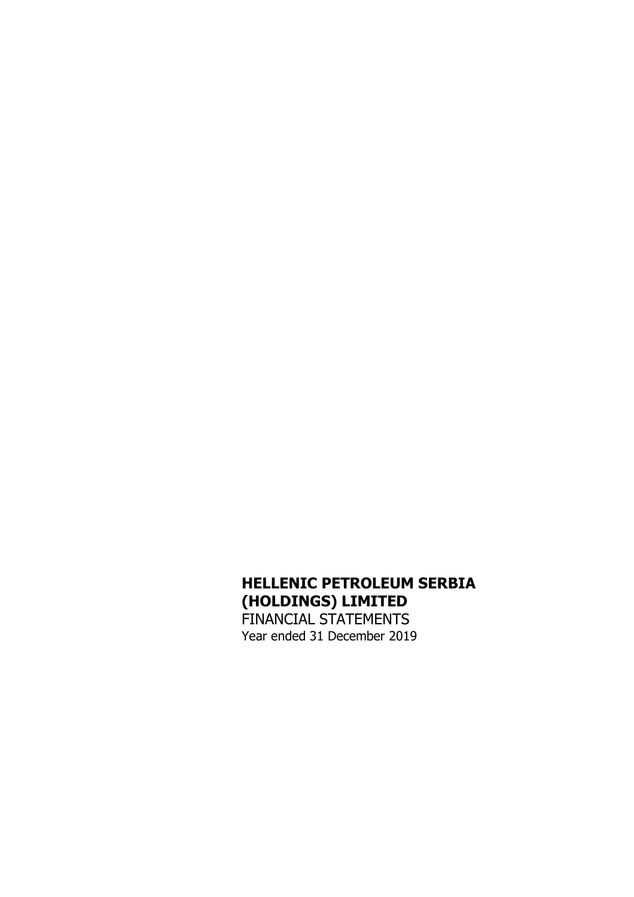**HELLENIC PETROLEUM SERBIA (HOLDINGS) LIMITED**

FINANCIAL STATEMENTS

Year ended 31 December 2019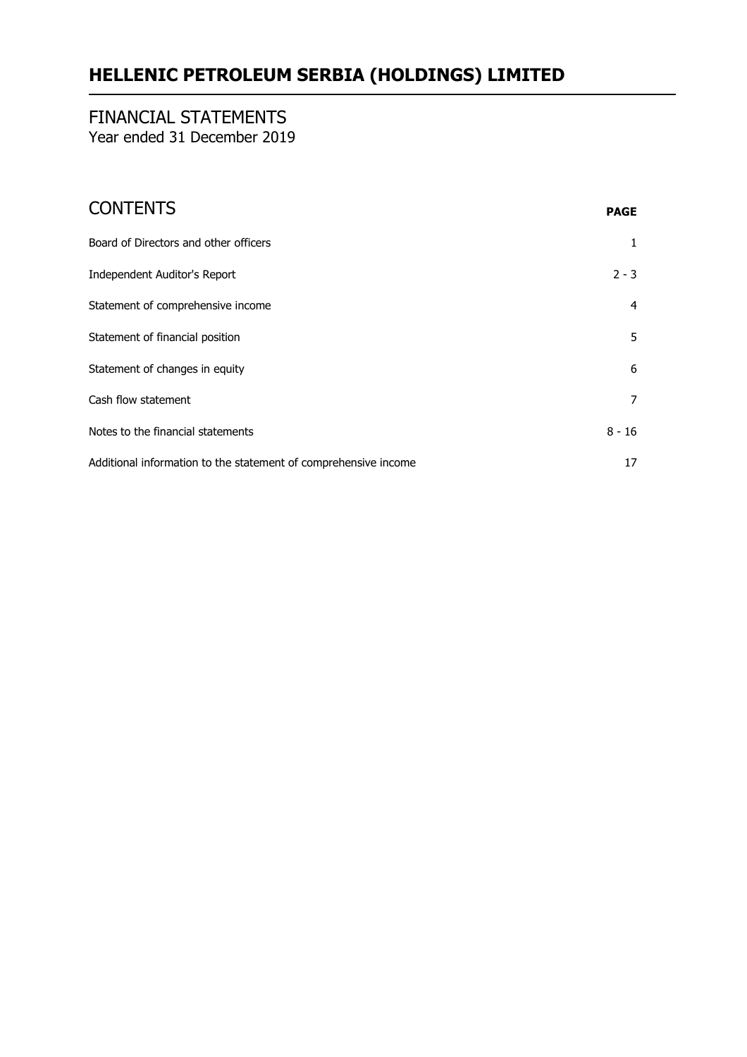# HELLENIC PETROLEUM SERBIA (HOLDINGS) LIMITED

## FINANCIAL STATEMENTS
Year ended 31 December 2019

## CONTENTS

| | PAGE |
|---|---|
| Board of Directors and other officers | 1 |
| Independent Auditor's Report | 2 - 3 |
| Statement of comprehensive income | 4 |
| Statement of financial position | 5 |
| Statement of changes in equity | 6 |
| Cash flow statement | 7 |
| Notes to the financial statements | 8 - 16 |
| Additional information to the statement of comprehensive income | 17 |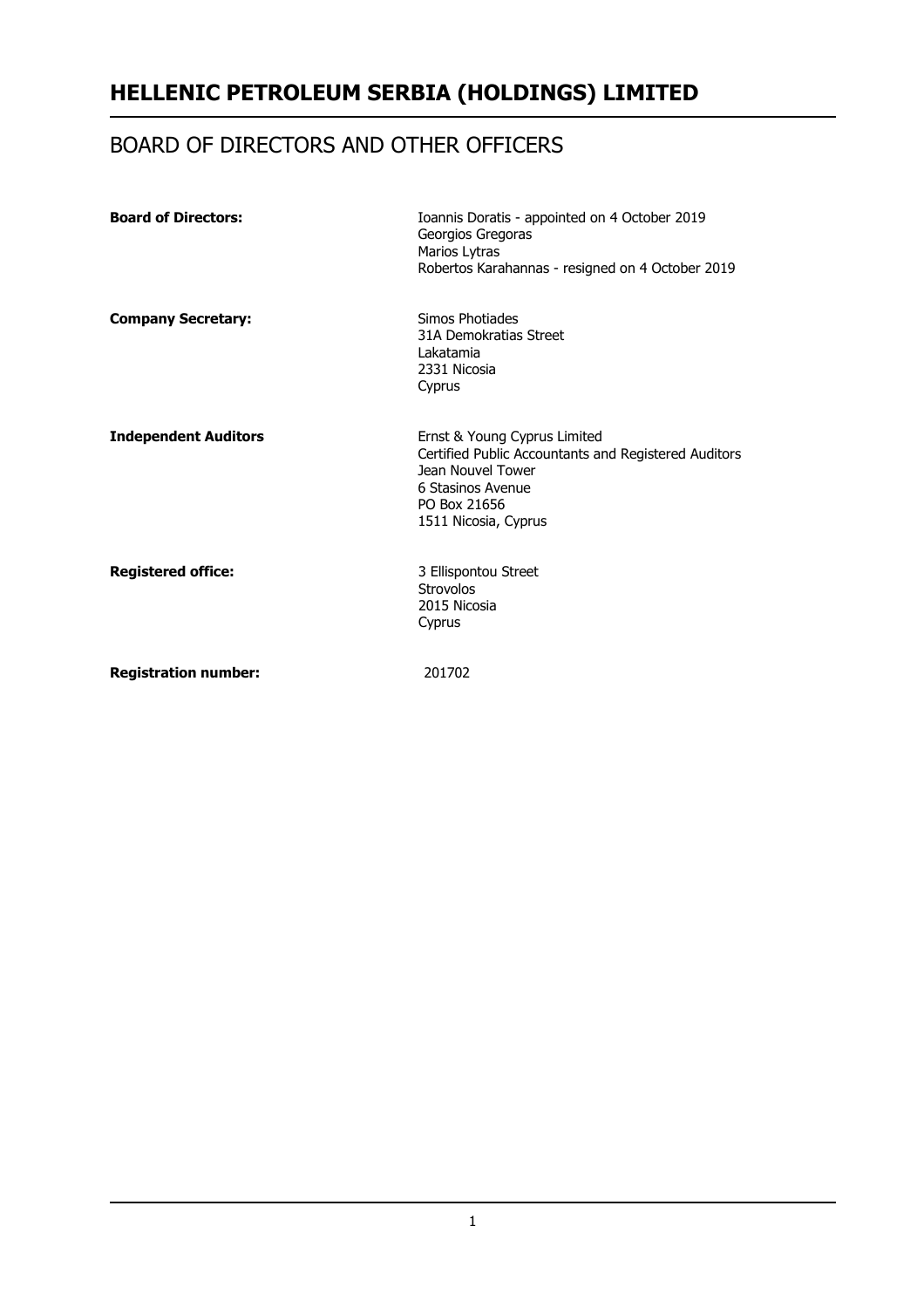# HELLENIC PETROLEUM SERBIA (HOLDINGS) LIMITED

## BOARD OF DIRECTORS AND OTHER OFFICERS

| | |
|---|---|
| **Board of Directors:** | Ioannis Doratis - appointed on 4 October 2019<br>Georgios Gregoras<br>Marios Lytras<br>Robertos Karahannas - resigned on 4 October 2019 |
| **Company Secretary:** | Simos Photiades<br>31A Demokratias Street<br>Lakatamia<br>2331 Nicosia<br>Cyprus |
| **Independent Auditors** | Ernst & Young Cyprus Limited<br>Certified Public Accountants and Registered Auditors<br>Jean Nouvel Tower<br>6 Stasinos Avenue<br>PO Box 21656<br>1511 Nicosia, Cyprus |
| **Registered office:** | 3 Ellispontou Street<br>Strovolos<br>2015 Nicosia<br>Cyprus |
| **Registration number:** | 201702 |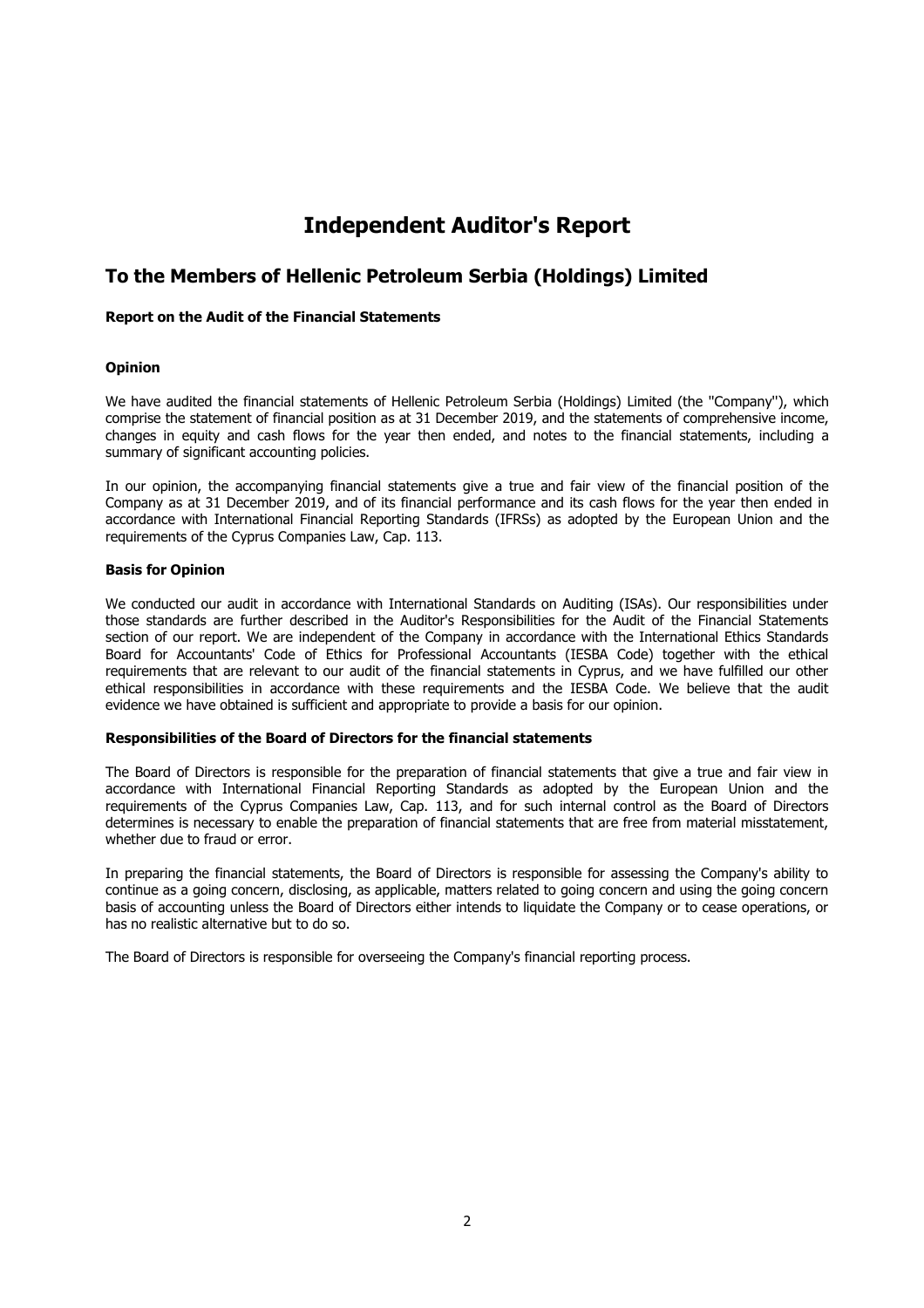# Independent Auditor's Report

## To the Members of Hellenic Petroleum Serbia (Holdings) Limited

**Report on the Audit of the Financial Statements**

**Opinion**

We have audited the financial statements of Hellenic Petroleum Serbia (Holdings) Limited (the ''Company''), which comprise the statement of financial position as at 31 December 2019, and the statements of comprehensive income, changes in equity and cash flows for the year then ended, and notes to the financial statements, including a summary of significant accounting policies.

In our opinion, the accompanying financial statements give a true and fair view of the financial position of the Company as at 31 December 2019, and of its financial performance and its cash flows for the year then ended in accordance with International Financial Reporting Standards (IFRSs) as adopted by the European Union and the requirements of the Cyprus Companies Law, Cap. 113.

**Basis for Opinion**

We conducted our audit in accordance with International Standards on Auditing (ISAs). Our responsibilities under those standards are further described in the Auditor's Responsibilities for the Audit of the Financial Statements section of our report. We are independent of the Company in accordance with the International Ethics Standards Board for Accountants' Code of Ethics for Professional Accountants (IESBA Code) together with the ethical requirements that are relevant to our audit of the financial statements in Cyprus, and we have fulfilled our other ethical responsibilities in accordance with these requirements and the IESBA Code. We believe that the audit evidence we have obtained is sufficient and appropriate to provide a basis for our opinion.

**Responsibilities of the Board of Directors for the financial statements**

The Board of Directors is responsible for the preparation of financial statements that give a true and fair view in accordance with International Financial Reporting Standards as adopted by the European Union and the requirements of the Cyprus Companies Law, Cap. 113, and for such internal control as the Board of Directors determines is necessary to enable the preparation of financial statements that are free from material misstatement, whether due to fraud or error.

In preparing the financial statements, the Board of Directors is responsible for assessing the Company's ability to continue as a going concern, disclosing, as applicable, matters related to going concern and using the going concern basis of accounting unless the Board of Directors either intends to liquidate the Company or to cease operations, or has no realistic alternative but to do so.

The Board of Directors is responsible for overseeing the Company's financial reporting process.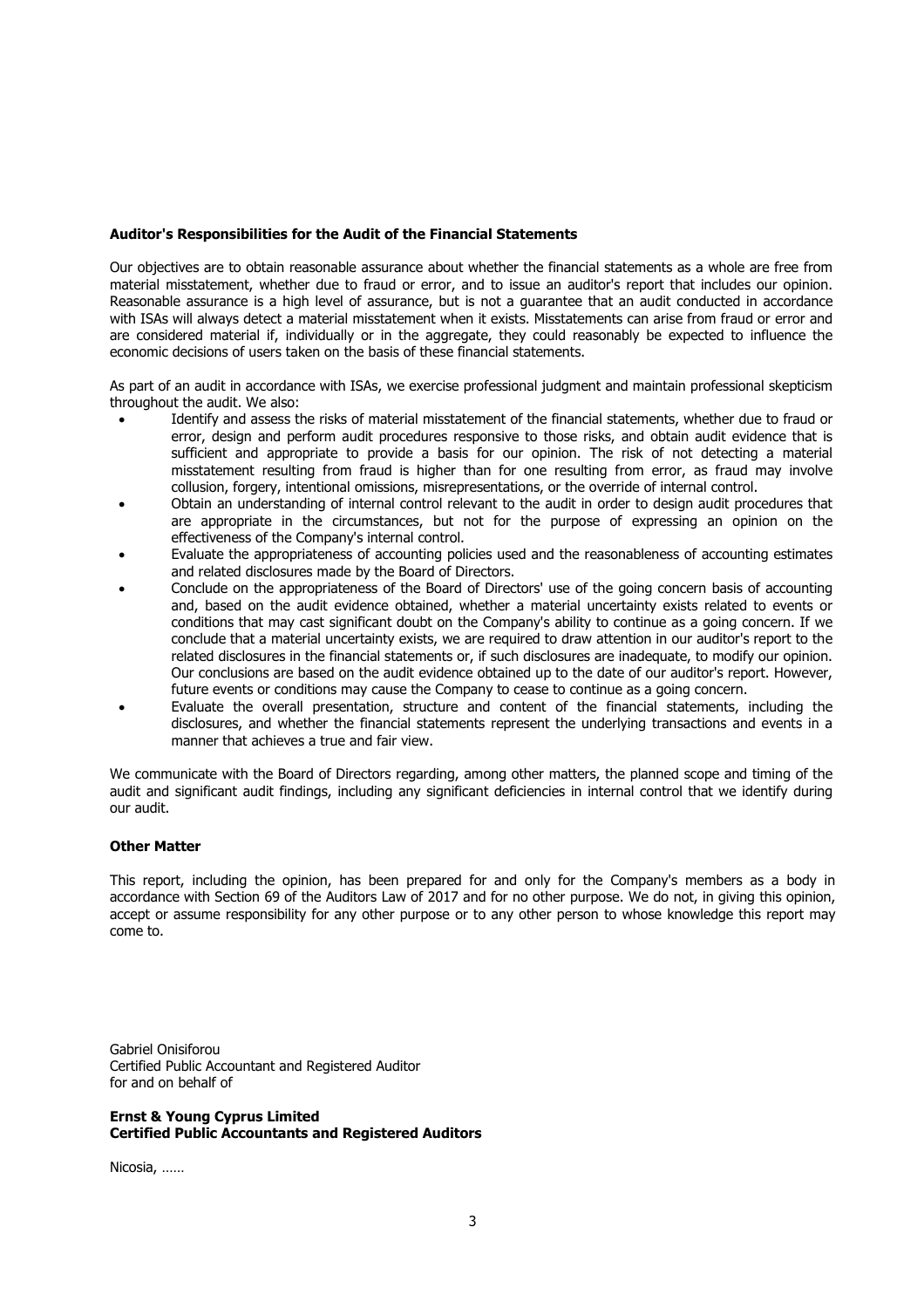**Auditor's Responsibilities for the Audit of the Financial Statements**

Our objectives are to obtain reasonable assurance about whether the financial statements as a whole are free from material misstatement, whether due to fraud or error, and to issue an auditor's report that includes our opinion. Reasonable assurance is a high level of assurance, but is not a guarantee that an audit conducted in accordance with ISAs will always detect a material misstatement when it exists. Misstatements can arise from fraud or error and are considered material if, individually or in the aggregate, they could reasonably be expected to influence the economic decisions of users taken on the basis of these financial statements.

As part of an audit in accordance with ISAs, we exercise professional judgment and maintain professional skepticism throughout the audit. We also:

- Identify and assess the risks of material misstatement of the financial statements, whether due to fraud or error, design and perform audit procedures responsive to those risks, and obtain audit evidence that is sufficient and appropriate to provide a basis for our opinion. The risk of not detecting a material misstatement resulting from fraud is higher than for one resulting from error, as fraud may involve collusion, forgery, intentional omissions, misrepresentations, or the override of internal control.
- Obtain an understanding of internal control relevant to the audit in order to design audit procedures that are appropriate in the circumstances, but not for the purpose of expressing an opinion on the effectiveness of the Company's internal control.
- Evaluate the appropriateness of accounting policies used and the reasonableness of accounting estimates and related disclosures made by the Board of Directors.
- Conclude on the appropriateness of the Board of Directors' use of the going concern basis of accounting and, based on the audit evidence obtained, whether a material uncertainty exists related to events or conditions that may cast significant doubt on the Company's ability to continue as a going concern. If we conclude that a material uncertainty exists, we are required to draw attention in our auditor's report to the related disclosures in the financial statements or, if such disclosures are inadequate, to modify our opinion. Our conclusions are based on the audit evidence obtained up to the date of our auditor's report. However, future events or conditions may cause the Company to cease to continue as a going concern.
- Evaluate the overall presentation, structure and content of the financial statements, including the disclosures, and whether the financial statements represent the underlying transactions and events in a manner that achieves a true and fair view.

We communicate with the Board of Directors regarding, among other matters, the planned scope and timing of the audit and significant audit findings, including any significant deficiencies in internal control that we identify during our audit.

**Other Matter**

This report, including the opinion, has been prepared for and only for the Company's members as a body in accordance with Section 69 of the Auditors Law of 2017 and for no other purpose. We do not, in giving this opinion, accept or assume responsibility for any other purpose or to any other person to whose knowledge this report may come to.

Gabriel Onisiforou
Certified Public Accountant and Registered Auditor
for and on behalf of

**Ernst & Young Cyprus Limited**
**Certified Public Accountants and Registered Auditors**

Nicosia, ……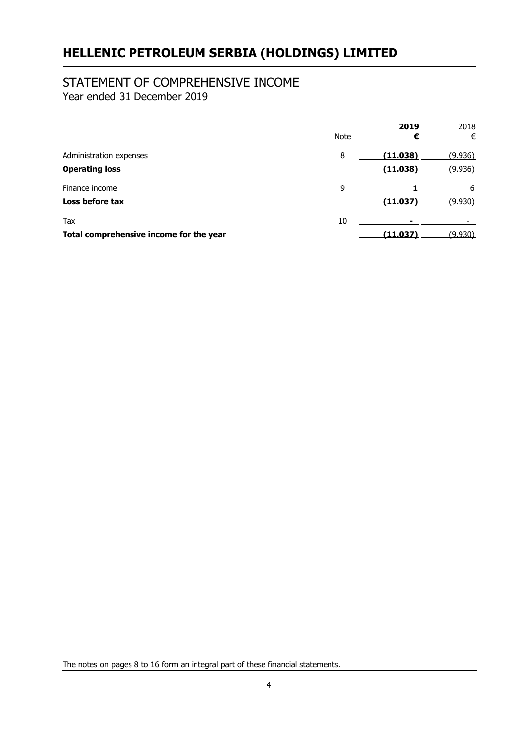# HELLENIC PETROLEUM SERBIA (HOLDINGS) LIMITED

## STATEMENT OF COMPREHENSIVE INCOME

Year ended 31 December 2019

| | Note | **2019** **€** | 2018 € |
|---|---|---|---|
| Administration expenses | 8 | **(11.038)** | (9.936) |
| **Operating loss** | | **(11.038)** | (9.936) |
| Finance income | 9 | **1** | 6 |
| **Loss before tax** | | **(11.037)** | (9.930) |
| Tax | 10 | **-** | - |
| **Total comprehensive income for the year** | | **(11.037)** | (9.930) |

The notes on pages 8 to 16 form an integral part of these financial statements.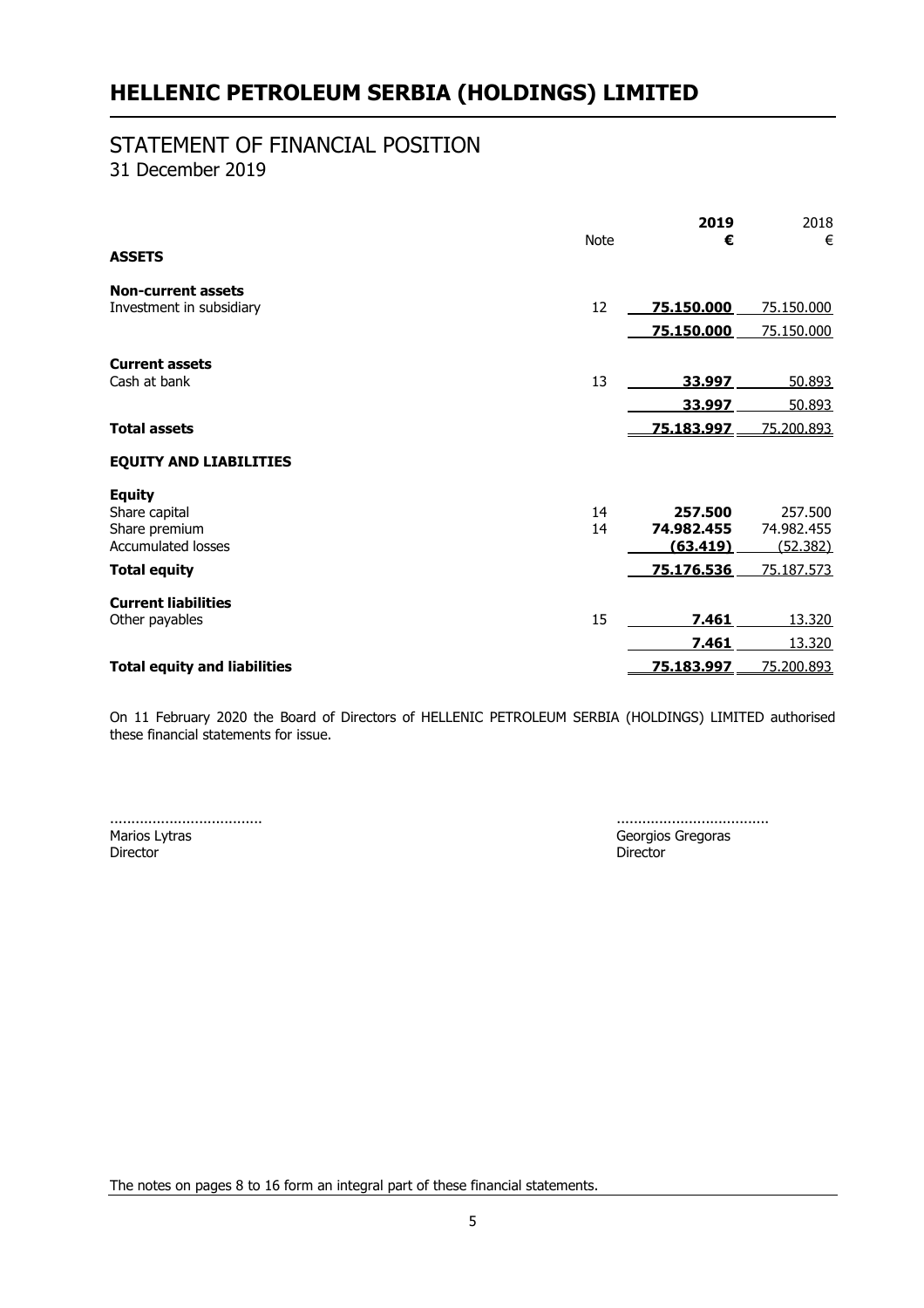# HELLENIC PETROLEUM SERBIA (HOLDINGS) LIMITED

## STATEMENT OF FINANCIAL POSITION

31 December 2019

| | Note | 2019 € | 2018 € |
|---|---|---|---|
| **ASSETS** | | | |
| **Non-current assets** | | | |
| Investment in subsidiary | 12 | **75.150.000** | 75.150.000 |
| | | **75.150.000** | 75.150.000 |
| **Current assets** | | | |
| Cash at bank | 13 | **33.997** | 50.893 |
| | | **33.997** | 50.893 |
| **Total assets** | | **75.183.997** | 75.200.893 |
| **EQUITY AND LIABILITIES** | | | |
| **Equity** | | | |
| Share capital | 14 | **257.500** | 257.500 |
| Share premium | 14 | **74.982.455** | 74.982.455 |
| Accumulated losses | | **(63.419)** | (52.382) |
| **Total equity** | | **75.176.536** | 75.187.573 |
| **Current liabilities** | | | |
| Other payables | 15 | **7.461** | 13.320 |
| | | **7.461** | 13.320 |
| **Total equity and liabilities** | | **75.183.997** | 75.200.893 |

On 11 February 2020 the Board of Directors of HELLENIC PETROLEUM SERBIA (HOLDINGS) LIMITED authorised these financial statements for issue.

| | |
|---|---|
| ................................... | ................................... |
| Marios Lytras | Georgios Gregoras |
| Director | Director |

The notes on pages 8 to 16 form an integral part of these financial statements.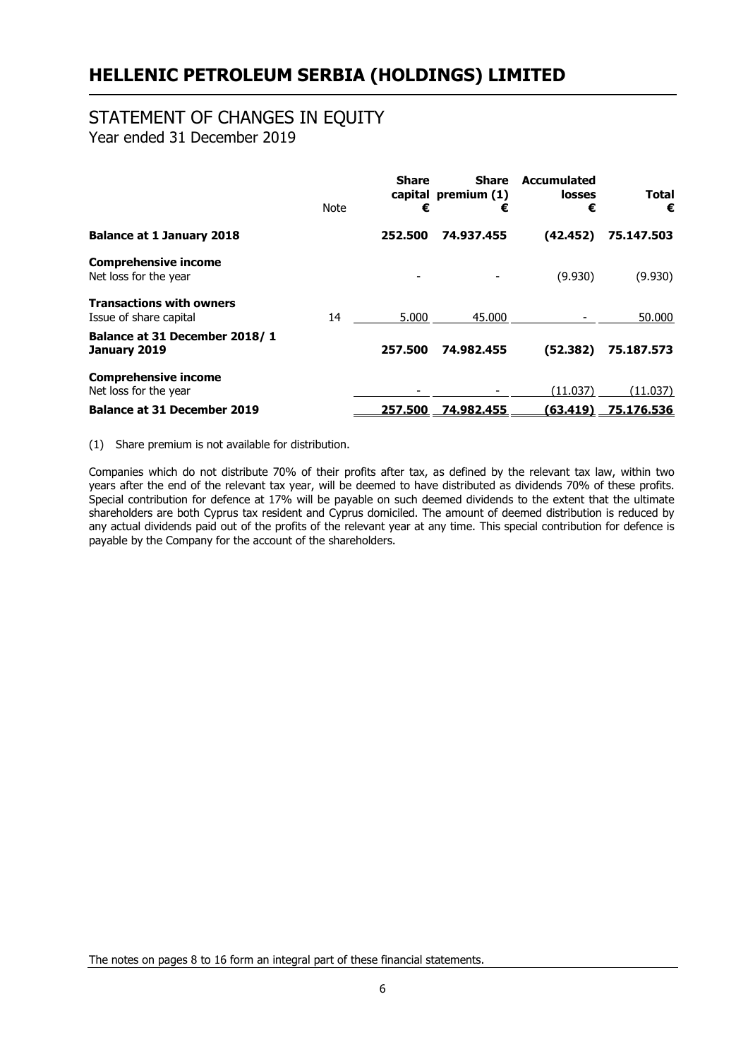# HELLENIC PETROLEUM SERBIA (HOLDINGS) LIMITED

## STATEMENT OF CHANGES IN EQUITY

Year ended 31 December 2019

| | Note | Share capital € | Share premium (1) € | Accumulated losses € | Total € |
|---|---|---|---|---|---|
| **Balance at 1 January 2018** | | **252.500** | **74.937.455** | **(42.452)** | **75.147.503** |
| **Comprehensive income** | | | | | |
| Net loss for the year | | - | - | (9.930) | (9.930) |
| **Transactions with owners** | | | | | |
| Issue of share capital | 14 | 5.000 | 45.000 | - | 50.000 |
| **Balance at 31 December 2018/ 1 January 2019** | | **257.500** | **74.982.455** | **(52.382)** | **75.187.573** |
| **Comprehensive income** | | | | | |
| Net loss for the year | | - | - | (11.037) | (11.037) |
| **Balance at 31 December 2019** | | **257.500** | **74.982.455** | **(63.419)** | **75.176.536** |

(1) Share premium is not available for distribution.

Companies which do not distribute 70% of their profits after tax, as defined by the relevant tax law, within two years after the end of the relevant tax year, will be deemed to have distributed as dividends 70% of these profits. Special contribution for defence at 17% will be payable on such deemed dividends to the extent that the ultimate shareholders are both Cyprus tax resident and Cyprus domiciled. The amount of deemed distribution is reduced by any actual dividends paid out of the profits of the relevant year at any time. This special contribution for defence is payable by the Company for the account of the shareholders.

The notes on pages 8 to 16 form an integral part of these financial statements.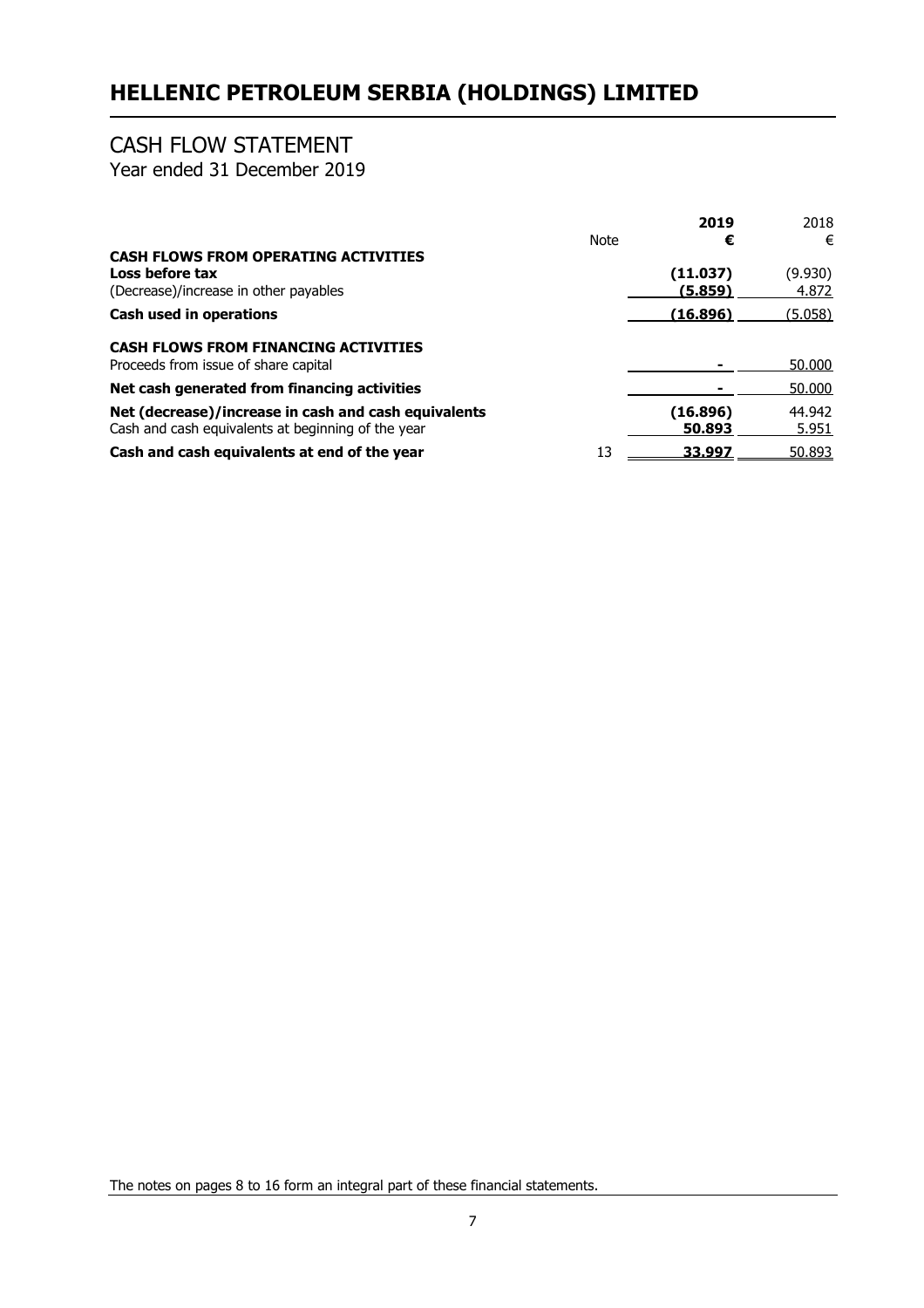# HELLENIC PETROLEUM SERBIA (HOLDINGS) LIMITED

## CASH FLOW STATEMENT

Year ended 31 December 2019

| | Note | 2019 € | 2018 € |
|---|---|---|---|
| **CASH FLOWS FROM OPERATING ACTIVITIES** | | | |
| **Loss before tax** | | **(11.037)** | (9.930) |
| (Decrease)/increase in other payables | | **(5.859)** | 4.872 |
| **Cash used in operations** | | **(16.896)** | (5.058) |
| **CASH FLOWS FROM FINANCING ACTIVITIES** | | | |
| Proceeds from issue of share capital | | **-** | 50.000 |
| **Net cash generated from financing activities** | | **-** | 50.000 |
| **Net (decrease)/increase in cash and cash equivalents** | | **(16.896)** | 44.942 |
| Cash and cash equivalents at beginning of the year | | **50.893** | 5.951 |
| **Cash and cash equivalents at end of the year** | 13 | **33.997** | 50.893 |

The notes on pages 8 to 16 form an integral part of these financial statements.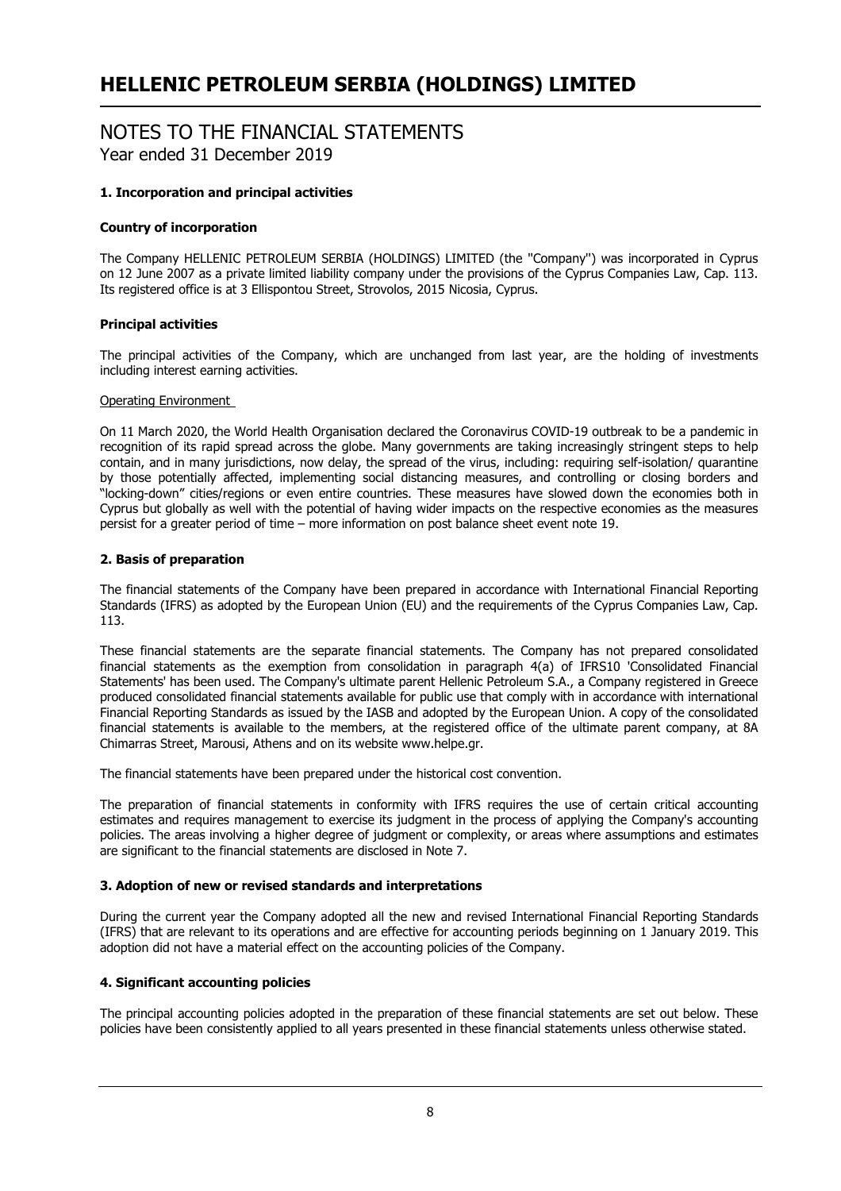# NOTES TO THE FINANCIAL STATEMENTS

Year ended 31 December 2019

### 1. Incorporation and principal activities

**Country of incorporation**

The Company HELLENIC PETROLEUM SERBIA (HOLDINGS) LIMITED (the ''Company'') was incorporated in Cyprus on 12 June 2007 as a private limited liability company under the provisions of the Cyprus Companies Law, Cap. 113. Its registered office is at 3 Ellispontou Street, Strovolos, 2015 Nicosia, Cyprus.

**Principal activities**

The principal activities of the Company, which are unchanged from last year, are the holding of investments including interest earning activities.

Operating Environment

On 11 March 2020, the World Health Organisation declared the Coronavirus COVID-19 outbreak to be a pandemic in recognition of its rapid spread across the globe. Many governments are taking increasingly stringent steps to help contain, and in many jurisdictions, now delay, the spread of the virus, including: requiring self-isolation/ quarantine by those potentially affected, implementing social distancing measures, and controlling or closing borders and "locking-down" cities/regions or even entire countries. These measures have slowed down the economies both in Cyprus but globally as well with the potential of having wider impacts on the respective economies as the measures persist for a greater period of time – more information on post balance sheet event note 19.

### 2. Basis of preparation

The financial statements of the Company have been prepared in accordance with International Financial Reporting Standards (IFRS) as adopted by the European Union (EU) and the requirements of the Cyprus Companies Law, Cap. 113.

These financial statements are the separate financial statements. The Company has not prepared consolidated financial statements as the exemption from consolidation in paragraph 4(a) of IFRS10 'Consolidated Financial Statements' has been used. The Company's ultimate parent Hellenic Petroleum S.A., a Company registered in Greece produced consolidated financial statements available for public use that comply with in accordance with international Financial Reporting Standards as issued by the IASB and adopted by the European Union. A copy of the consolidated financial statements is available to the members, at the registered office of the ultimate parent company, at 8A Chimarras Street, Marousi, Athens and on its website www.helpe.gr.

The financial statements have been prepared under the historical cost convention.

The preparation of financial statements in conformity with IFRS requires the use of certain critical accounting estimates and requires management to exercise its judgment in the process of applying the Company's accounting policies. The areas involving a higher degree of judgment or complexity, or areas where assumptions and estimates are significant to the financial statements are disclosed in Note 7.

### 3. Adoption of new or revised standards and interpretations

During the current year the Company adopted all the new and revised International Financial Reporting Standards (IFRS) that are relevant to its operations and are effective for accounting periods beginning on 1 January 2019. This adoption did not have a material effect on the accounting policies of the Company.

### 4. Significant accounting policies

The principal accounting policies adopted in the preparation of these financial statements are set out below. These policies have been consistently applied to all years presented in these financial statements unless otherwise stated.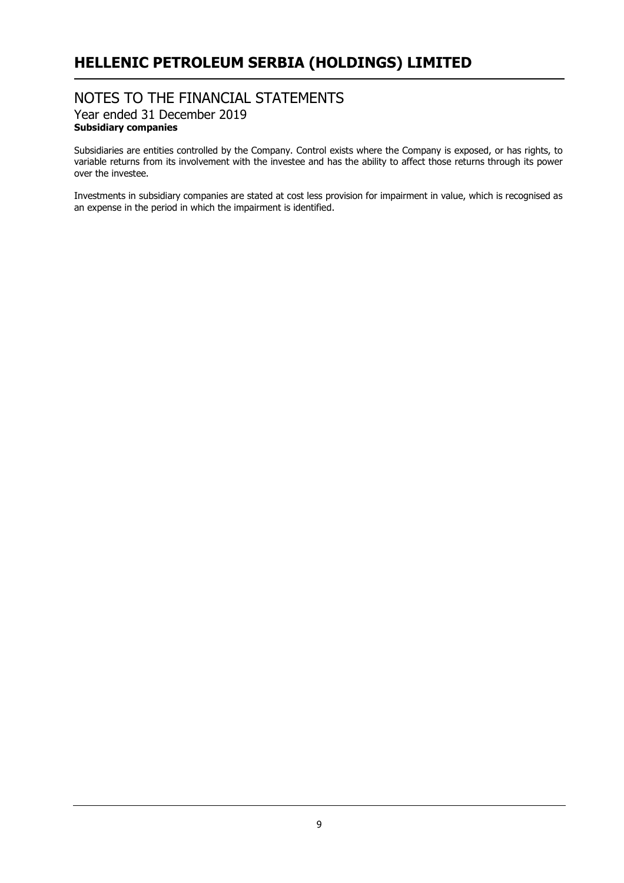**Subsidiary companies**

Subsidiaries are entities controlled by the Company. Control exists where the Company is exposed, or has rights, to variable returns from its involvement with the investee and has the ability to affect those returns through its power over the investee.

Investments in subsidiary companies are stated at cost less provision for impairment in value, which is recognised as an expense in the period in which the impairment is identified.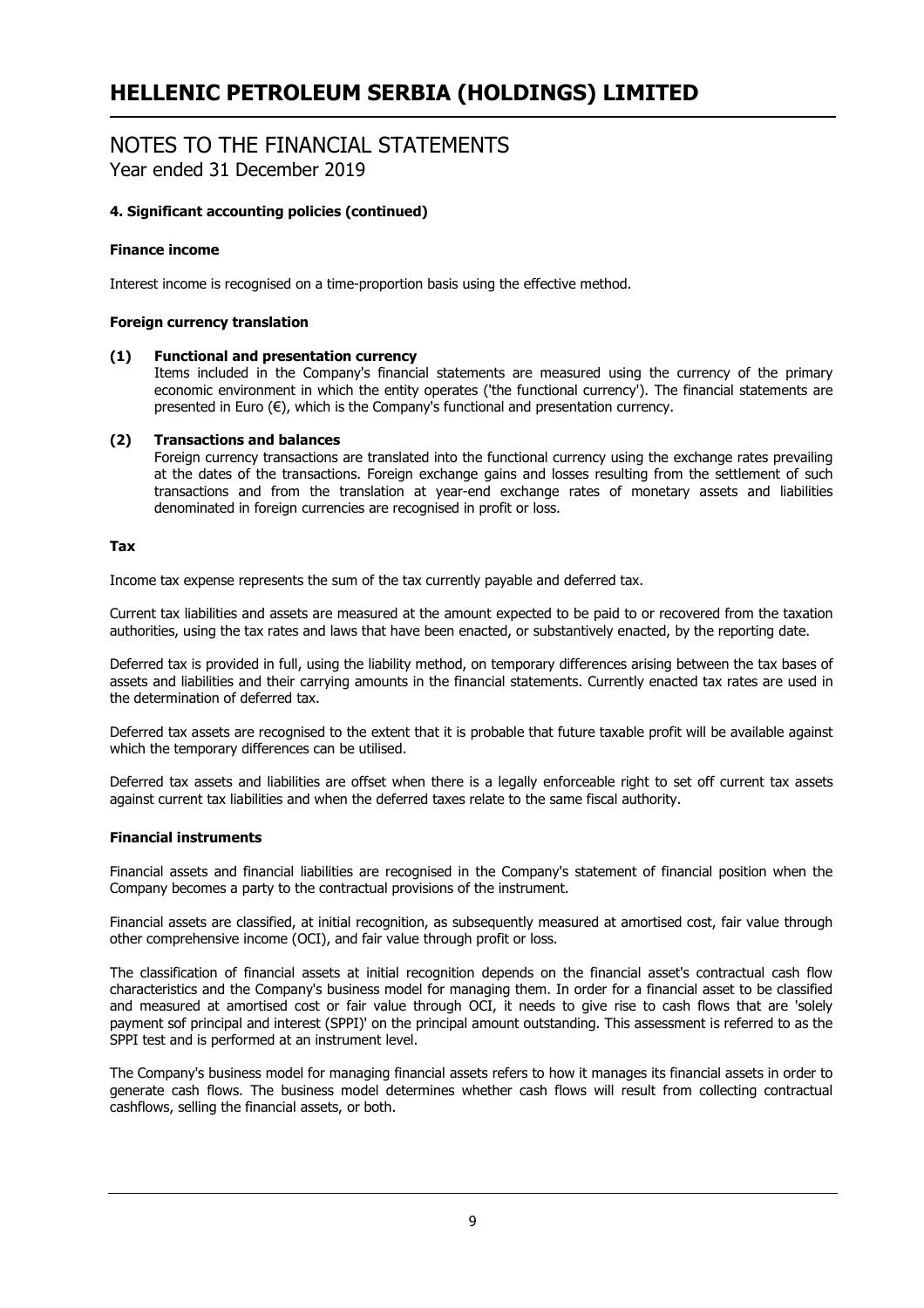# HELLENIC PETROLEUM SERBIA (HOLDINGS) LIMITED

## NOTES TO THE FINANCIAL STATEMENTS

Year ended 31 December 2019

### 4. Significant accounting policies (continued)

#### Finance income

Interest income is recognised on a time-proportion basis using the effective method.

#### Foreign currency translation

**(1) Functional and presentation currency**

Items included in the Company's financial statements are measured using the currency of the primary economic environment in which the entity operates ('the functional currency'). The financial statements are presented in Euro (€), which is the Company's functional and presentation currency.

**(2) Transactions and balances**

Foreign currency transactions are translated into the functional currency using the exchange rates prevailing at the dates of the transactions. Foreign exchange gains and losses resulting from the settlement of such transactions and from the translation at year-end exchange rates of monetary assets and liabilities denominated in foreign currencies are recognised in profit or loss.

#### Tax

Income tax expense represents the sum of the tax currently payable and deferred tax.

Current tax liabilities and assets are measured at the amount expected to be paid to or recovered from the taxation authorities, using the tax rates and laws that have been enacted, or substantively enacted, by the reporting date.

Deferred tax is provided in full, using the liability method, on temporary differences arising between the tax bases of assets and liabilities and their carrying amounts in the financial statements. Currently enacted tax rates are used in the determination of deferred tax.

Deferred tax assets are recognised to the extent that it is probable that future taxable profit will be available against which the temporary differences can be utilised.

Deferred tax assets and liabilities are offset when there is a legally enforceable right to set off current tax assets against current tax liabilities and when the deferred taxes relate to the same fiscal authority.

#### Financial instruments

Financial assets and financial liabilities are recognised in the Company's statement of financial position when the Company becomes a party to the contractual provisions of the instrument.

Financial assets are classified, at initial recognition, as subsequently measured at amortised cost, fair value through other comprehensive income (OCI), and fair value through profit or loss.

The classification of financial assets at initial recognition depends on the financial asset's contractual cash flow characteristics and the Company's business model for managing them. In order for a financial asset to be classified and measured at amortised cost or fair value through OCI, it needs to give rise to cash flows that are 'solely payment sof principal and interest (SPPI)' on the principal amount outstanding. This assessment is referred to as the SPPI test and is performed at an instrument level.

The Company's business model for managing financial assets refers to how it manages its financial assets in order to generate cash flows. The business model determines whether cash flows will result from collecting contractual cashflows, selling the financial assets, or both.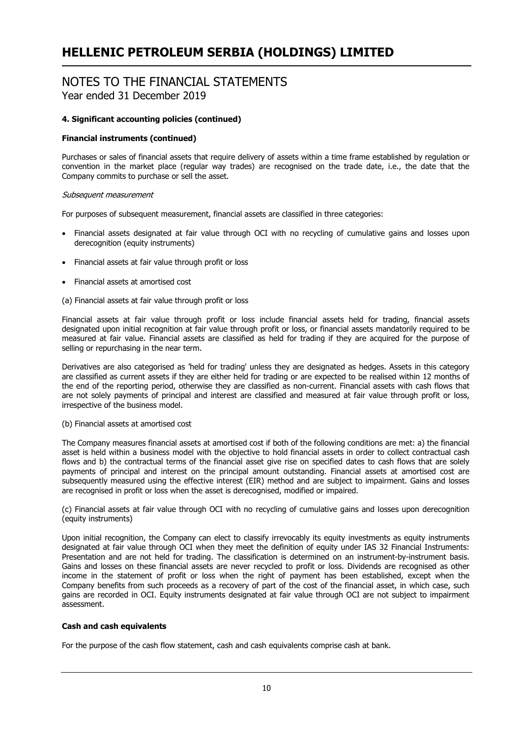### 4. Significant accounting policies (continued)

**Financial instruments (continued)**

Purchases or sales of financial assets that require delivery of assets within a time frame established by regulation or convention in the market place (regular way trades) are recognised on the trade date, i.e., the date that the Company commits to purchase or sell the asset.

*Subsequent measurement*

For purposes of subsequent measurement, financial assets are classified in three categories:

- Financial assets designated at fair value through OCI with no recycling of cumulative gains and losses upon derecognition (equity instruments)
- Financial assets at fair value through profit or loss
- Financial assets at amortised cost

(a) Financial assets at fair value through profit or loss

Financial assets at fair value through profit or loss include financial assets held for trading, financial assets designated upon initial recognition at fair value through profit or loss, or financial assets mandatorily required to be measured at fair value. Financial assets are classified as held for trading if they are acquired for the purpose of selling or repurchasing in the near term.

Derivatives are also categorised as 'held for trading' unless they are designated as hedges. Assets in this category are classified as current assets if they are either held for trading or are expected to be realised within 12 months of the end of the reporting period, otherwise they are classified as non-current. Financial assets with cash flows that are not solely payments of principal and interest are classified and measured at fair value through profit or loss, irrespective of the business model.

(b) Financial assets at amortised cost

The Company measures financial assets at amortised cost if both of the following conditions are met: a) the financial asset is held within a business model with the objective to hold financial assets in order to collect contractual cash flows and b) the contractual terms of the financial asset give rise on specified dates to cash flows that are solely payments of principal and interest on the principal amount outstanding. Financial assets at amortised cost are subsequently measured using the effective interest (EIR) method and are subject to impairment. Gains and losses are recognised in profit or loss when the asset is derecognised, modified or impaired.

(c) Financial assets at fair value through OCI with no recycling of cumulative gains and losses upon derecognition (equity instruments)

Upon initial recognition, the Company can elect to classify irrevocably its equity investments as equity instruments designated at fair value through OCI when they meet the definition of equity under IAS 32 Financial Instruments: Presentation and are not held for trading. The classification is determined on an instrument-by-instrument basis. Gains and losses on these financial assets are never recycled to profit or loss. Dividends are recognised as other income in the statement of profit or loss when the right of payment has been established, except when the Company benefits from such proceeds as a recovery of part of the cost of the financial asset, in which case, such gains are recorded in OCI. Equity instruments designated at fair value through OCI are not subject to impairment assessment.

**Cash and cash equivalents**

For the purpose of the cash flow statement, cash and cash equivalents comprise cash at bank.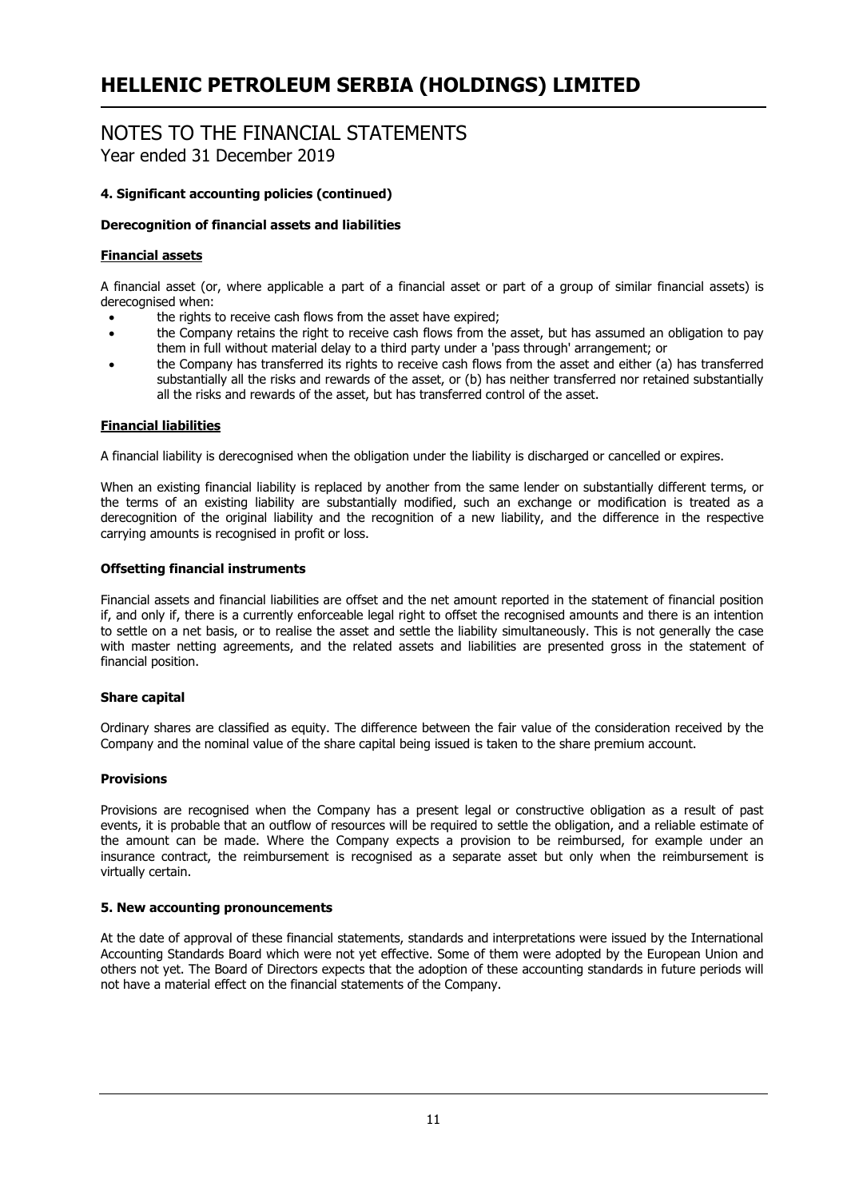# HELLENIC PETROLEUM SERBIA (HOLDINGS) LIMITED

## NOTES TO THE FINANCIAL STATEMENTS
Year ended 31 December 2019

**4. Significant accounting policies (continued)**

**Derecognition of financial assets and liabilities**

**Financial assets**

A financial asset (or, where applicable a part of a financial asset or part of a group of similar financial assets) is derecognised when:

- the rights to receive cash flows from the asset have expired;
- the Company retains the right to receive cash flows from the asset, but has assumed an obligation to pay them in full without material delay to a third party under a 'pass through' arrangement; or
- the Company has transferred its rights to receive cash flows from the asset and either (a) has transferred substantially all the risks and rewards of the asset, or (b) has neither transferred nor retained substantially all the risks and rewards of the asset, but has transferred control of the asset.

**Financial liabilities**

A financial liability is derecognised when the obligation under the liability is discharged or cancelled or expires.

When an existing financial liability is replaced by another from the same lender on substantially different terms, or the terms of an existing liability are substantially modified, such an exchange or modification is treated as a derecognition of the original liability and the recognition of a new liability, and the difference in the respective carrying amounts is recognised in profit or loss.

**Offsetting financial instruments**

Financial assets and financial liabilities are offset and the net amount reported in the statement of financial position if, and only if, there is a currently enforceable legal right to offset the recognised amounts and there is an intention to settle on a net basis, or to realise the asset and settle the liability simultaneously. This is not generally the case with master netting agreements, and the related assets and liabilities are presented gross in the statement of financial position.

**Share capital**

Ordinary shares are classified as equity. The difference between the fair value of the consideration received by the Company and the nominal value of the share capital being issued is taken to the share premium account.

**Provisions**

Provisions are recognised when the Company has a present legal or constructive obligation as a result of past events, it is probable that an outflow of resources will be required to settle the obligation, and a reliable estimate of the amount can be made. Where the Company expects a provision to be reimbursed, for example under an insurance contract, the reimbursement is recognised as a separate asset but only when the reimbursement is virtually certain.

**5. New accounting pronouncements**

At the date of approval of these financial statements, standards and interpretations were issued by the International Accounting Standards Board which were not yet effective. Some of them were adopted by the European Union and others not yet. The Board of Directors expects that the adoption of these accounting standards in future periods will not have a material effect on the financial statements of the Company.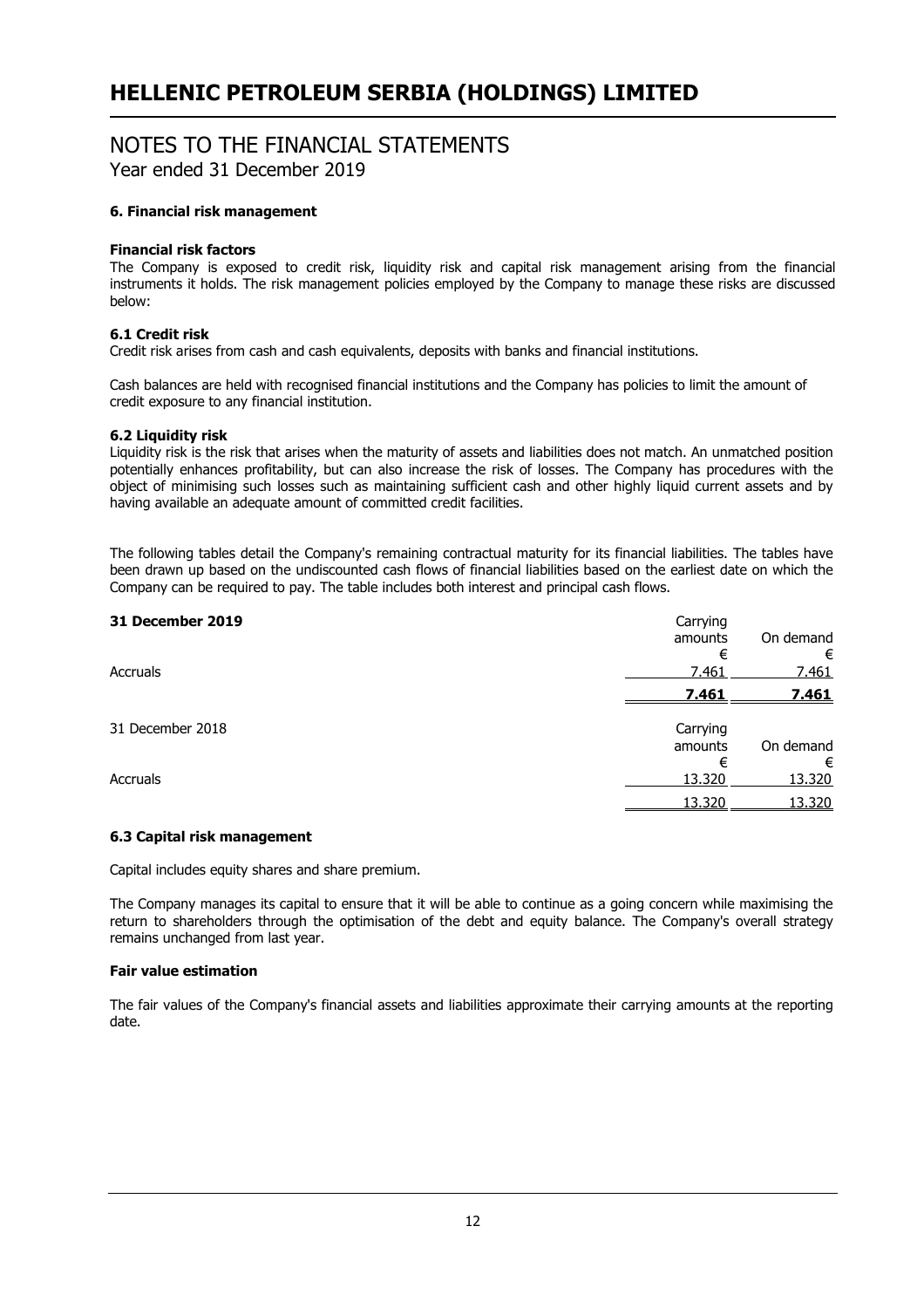# NOTES TO THE FINANCIAL STATEMENTS

Year ended 31 December 2019

### 6. Financial risk management

**Financial risk factors**

The Company is exposed to credit risk, liquidity risk and capital risk management arising from the financial instruments it holds. The risk management policies employed by the Company to manage these risks are discussed below:

**6.1 Credit risk**

Credit risk arises from cash and cash equivalents, deposits with banks and financial institutions.

Cash balances are held with recognised financial institutions and the Company has policies to limit the amount of credit exposure to any financial institution.

**6.2 Liquidity risk**

Liquidity risk is the risk that arises when the maturity of assets and liabilities does not match. An unmatched position potentially enhances profitability, but can also increase the risk of losses. The Company has procedures with the object of minimising such losses such as maintaining sufficient cash and other highly liquid current assets and by having available an adequate amount of committed credit facilities.

The following tables detail the Company's remaining contractual maturity for its financial liabilities. The tables have been drawn up based on the undiscounted cash flows of financial liabilities based on the earliest date on which the Company can be required to pay. The table includes both interest and principal cash flows.

| **31 December 2019** | Carrying amounts | On demand |
|---|---|---|
| | € | € |
| Accruals | 7.461 | 7.461 |
| | **7.461** | **7.461** |

| 31 December 2018 | Carrying amounts | On demand |
|---|---|---|
| | € | € |
| Accruals | 13.320 | 13.320 |
| | 13.320 | 13.320 |

**6.3 Capital risk management**

Capital includes equity shares and share premium.

The Company manages its capital to ensure that it will be able to continue as a going concern while maximising the return to shareholders through the optimisation of the debt and equity balance. The Company's overall strategy remains unchanged from last year.

**Fair value estimation**

The fair values of the Company's financial assets and liabilities approximate their carrying amounts at the reporting date.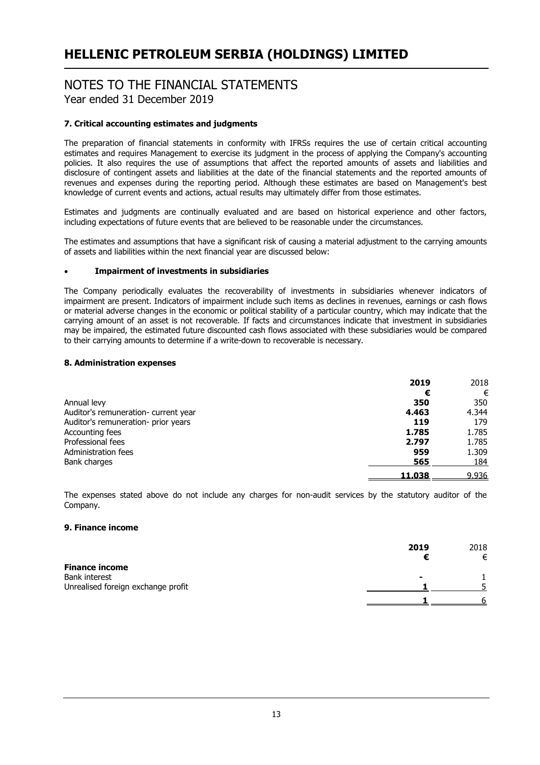# HELLENIC PETROLEUM SERBIA (HOLDINGS) LIMITED

## NOTES TO THE FINANCIAL STATEMENTS
Year ended 31 December 2019

### 7. Critical accounting estimates and judgments

The preparation of financial statements in conformity with IFRSs requires the use of certain critical accounting estimates and requires Management to exercise its judgment in the process of applying the Company's accounting policies. It also requires the use of assumptions that affect the reported amounts of assets and liabilities and disclosure of contingent assets and liabilities at the date of the financial statements and the reported amounts of revenues and expenses during the reporting period. Although these estimates are based on Management's best knowledge of current events and actions, actual results may ultimately differ from those estimates.

Estimates and judgments are continually evaluated and are based on historical experience and other factors, including expectations of future events that are believed to be reasonable under the circumstances.

The estimates and assumptions that have a significant risk of causing a material adjustment to the carrying amounts of assets and liabilities within the next financial year are discussed below:

- **Impairment of investments in subsidiaries**

The Company periodically evaluates the recoverability of investments in subsidiaries whenever indicators of impairment are present. Indicators of impairment include such items as declines in revenues, earnings or cash flows or material adverse changes in the economic or political stability of a particular country, which may indicate that the carrying amount of an asset is not recoverable. If facts and circumstances indicate that investment in subsidiaries may be impaired, the estimated future discounted cash flows associated with these subsidiaries would be compared to their carrying amounts to determine if a write-down to recoverable is necessary.

### 8. Administration expenses

| | **2019** | 2018 |
|---|---|---|
| | **€** | € |
| Annual levy | **350** | 350 |
| Auditor's remuneration- current year | **4.463** | 4.344 |
| Auditor's remuneration- prior years | **119** | 179 |
| Accounting fees | **1.785** | 1.785 |
| Professional fees | **2.797** | 1.785 |
| Administration fees | **959** | 1.309 |
| Bank charges | **565** | 184 |
| | **11.038** | 9.936 |

The expenses stated above do not include any charges for non-audit services by the statutory auditor of the Company.

### 9. Finance income

| | **2019** | 2018 |
|---|---|---|
| | **€** | € |
| **Finance income** | | |
| Bank interest | **-** | 1 |
| Unrealised foreign exchange profit | **1** | 5 |
| | **1** | 6 |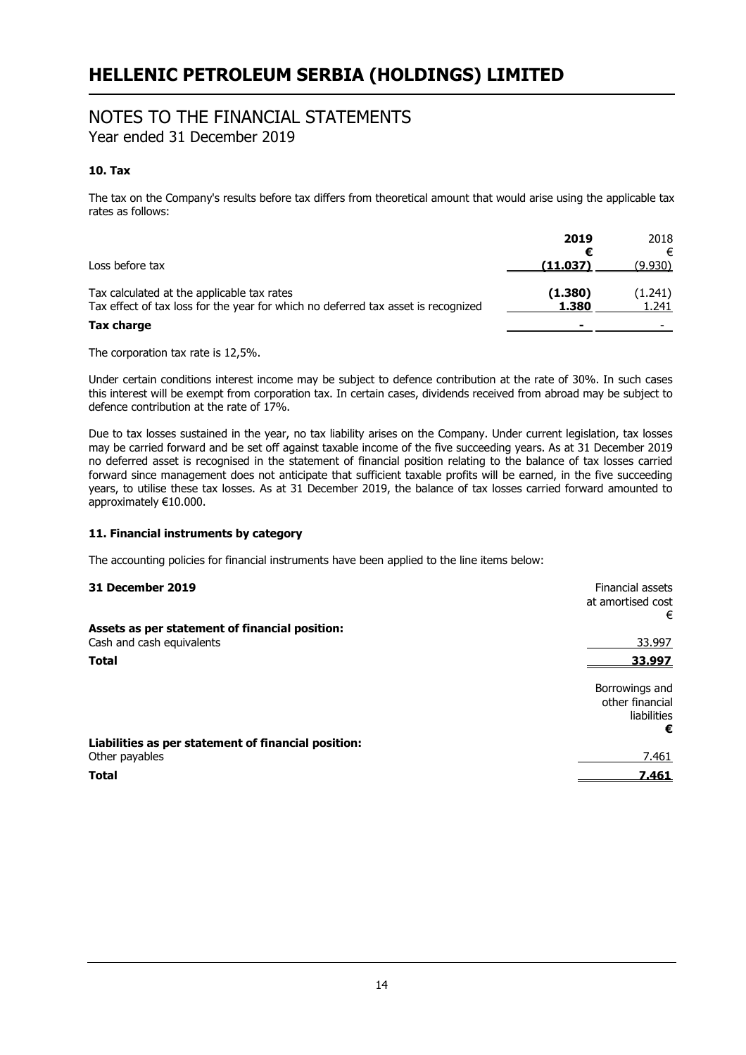# HELLENIC PETROLEUM SERBIA (HOLDINGS) LIMITED

## NOTES TO THE FINANCIAL STATEMENTS

Year ended 31 December 2019

### 10. Tax

The tax on the Company's results before tax differs from theoretical amount that would arise using the applicable tax rates as follows:

| | **2019** | 2018 |
|---|---|---|
| | **€** | € |
| Loss before tax | **(11.037)** | (9.930) |
| Tax calculated at the applicable tax rates | **(1.380)** | (1.241) |
| Tax effect of tax loss for the year for which no deferred tax asset is recognized | **1.380** | 1.241 |
| **Tax charge** | **-** | - |

The corporation tax rate is 12,5%.

Under certain conditions interest income may be subject to defence contribution at the rate of 30%. In such cases this interest will be exempt from corporation tax. In certain cases, dividends received from abroad may be subject to defence contribution at the rate of 17%.

Due to tax losses sustained in the year, no tax liability arises on the Company. Under current legislation, tax losses may be carried forward and be set off against taxable income of the five succeeding years. As at 31 December 2019 no deferred asset is recognised in the statement of financial position relating to the balance of tax losses carried forward since management does not anticipate that sufficient taxable profits will be earned, in the five succeeding years, to utilise these tax losses. As at 31 December 2019, the balance of tax losses carried forward amounted to approximately €10.000.

### 11. Financial instruments by category

The accounting policies for financial instruments have been applied to the line items below:

| **31 December 2019** | Financial assets at amortised cost € |
|---|---|
| **Assets as per statement of financial position:** | |
| Cash and cash equivalents | 33.997 |
| **Total** | **33.997** |

| | Borrowings and other financial liabilities **€** |
|---|---|
| **Liabilities as per statement of financial position:** | |
| Other payables | 7.461 |
| **Total** | **7.461** |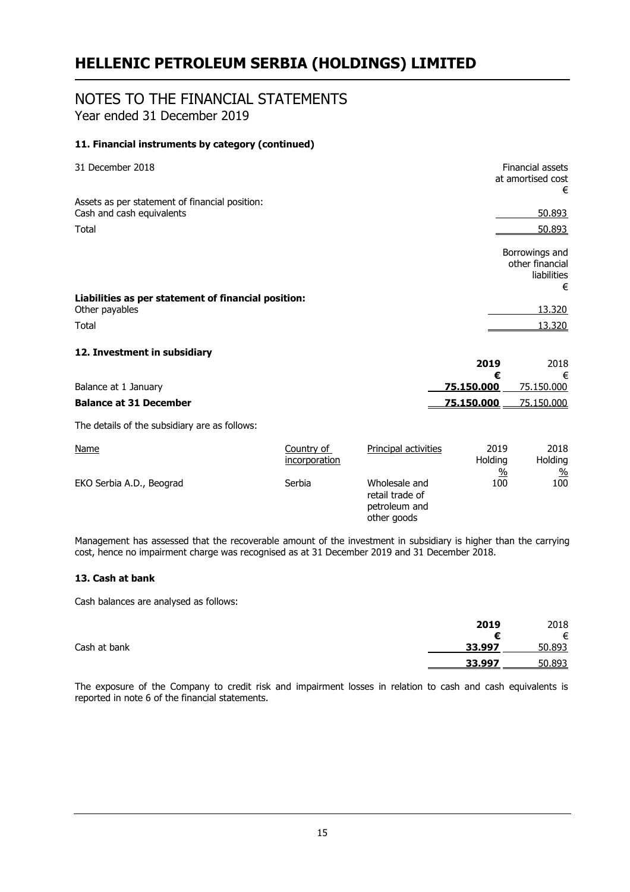# HELLENIC PETROLEUM SERBIA (HOLDINGS) LIMITED

## NOTES TO THE FINANCIAL STATEMENTS
Year ended 31 December 2019

### 11. Financial instruments by category (continued)

| 31 December 2018 | Financial assets at amortised cost € |
|---|---|
| Assets as per statement of financial position: | |
| Cash and cash equivalents | 50.893 |
| Total | 50.893 |

| | Borrowings and other financial liabilities € |
|---|---|
| **Liabilities as per statement of financial position:** | |
| Other payables | 13.320 |
| Total | 13.320 |

### 12. Investment in subsidiary

| | **2019 €** | 2018 € |
|---|---|---|
| Balance at 1 January | **75.150.000** | 75.150.000 |
| **Balance at 31 December** | **75.150.000** | 75.150.000 |

The details of the subsidiary are as follows:

| Name | Country of incorporation | Principal activities | 2019 Holding % | 2018 Holding % |
|---|---|---|---|---|
| EKO Serbia A.D., Beograd | Serbia | Wholesale and retail trade of petroleum and other goods | 100 | 100 |

Management has assessed that the recoverable amount of the investment in subsidiary is higher than the carrying cost, hence no impairment charge was recognised as at 31 December 2019 and 31 December 2018.

### 13. Cash at bank

Cash balances are analysed as follows:

| | **2019 €** | 2018 € |
|---|---|---|
| Cash at bank | **33.997** | 50.893 |
| | **33.997** | 50.893 |

The exposure of the Company to credit risk and impairment losses in relation to cash and cash equivalents is reported in note 6 of the financial statements.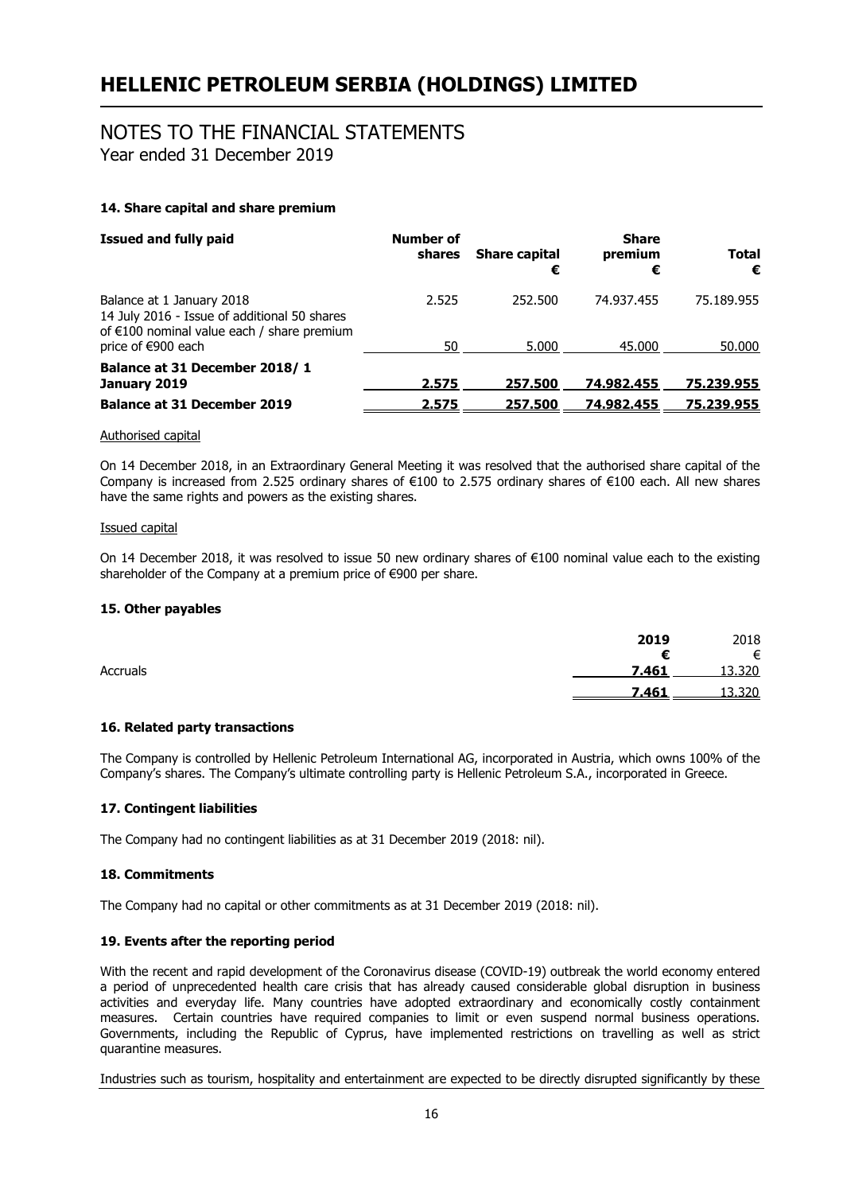# HELLENIC PETROLEUM SERBIA (HOLDINGS) LIMITED

## NOTES TO THE FINANCIAL STATEMENTS
Year ended 31 December 2019

### 14. Share capital and share premium

| Issued and fully paid | Number of shares | Share capital € | Share premium € | Total € |
|---|---|---|---|---|
| Balance at 1 January 2018 | 2.525 | 252.500 | 74.937.455 | 75.189.955 |
| 14 July 2016 - Issue of additional 50 shares of €100 nominal value each / share premium price of €900 each | 50 | 5.000 | 45.000 | 50.000 |
| **Balance at 31 December 2018/ 1 January 2019** | **2.575** | **257.500** | **74.982.455** | **75.239.955** |
| **Balance at 31 December 2019** | **2.575** | **257.500** | **74.982.455** | **75.239.955** |

Authorised capital

On 14 December 2018, in an Extraordinary General Meeting it was resolved that the authorised share capital of the Company is increased from 2.525 ordinary shares of €100 to 2.575 ordinary shares of €100 each. All new shares have the same rights and powers as the existing shares.

Issued capital

On 14 December 2018, it was resolved to issue 50 new ordinary shares of €100 nominal value each to the existing shareholder of the Company at a premium price of €900 per share.

### 15. Other payables

| | 2019 € | 2018 € |
|---|---|---|
| Accruals | **7.461** | 13.320 |
| | **7.461** | 13.320 |

### 16. Related party transactions

The Company is controlled by Hellenic Petroleum International AG, incorporated in Austria, which owns 100% of the Company's shares. The Company's ultimate controlling party is Hellenic Petroleum S.A., incorporated in Greece.

### 17. Contingent liabilities

The Company had no contingent liabilities as at 31 December 2019 (2018: nil).

### 18. Commitments

The Company had no capital or other commitments as at 31 December 2019 (2018: nil).

### 19. Events after the reporting period

With the recent and rapid development of the Coronavirus disease (COVID-19) outbreak the world economy entered a period of unprecedented health care crisis that has already caused considerable global disruption in business activities and everyday life. Many countries have adopted extraordinary and economically costly containment measures. Certain countries have required companies to limit or even suspend normal business operations. Governments, including the Republic of Cyprus, have implemented restrictions on travelling as well as strict quarantine measures.

Industries such as tourism, hospitality and entertainment are expected to be directly disrupted significantly by these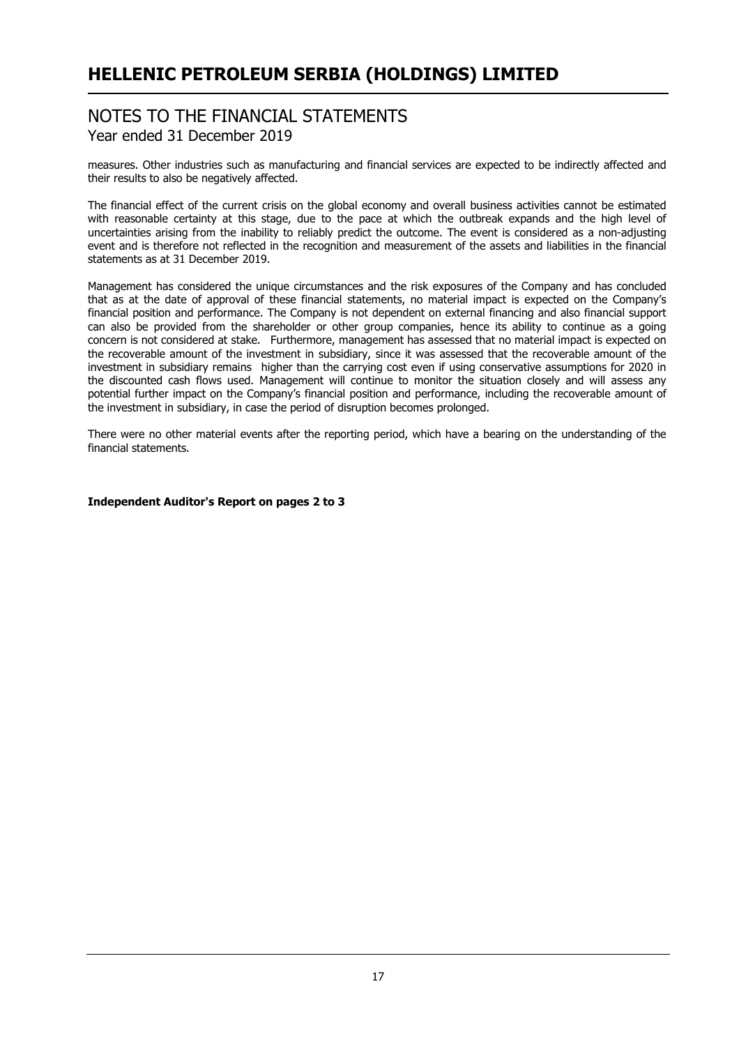measures. Other industries such as manufacturing and financial services are expected to be indirectly affected and their results to also be negatively affected.

The financial effect of the current crisis on the global economy and overall business activities cannot be estimated with reasonable certainty at this stage, due to the pace at which the outbreak expands and the high level of uncertainties arising from the inability to reliably predict the outcome. The event is considered as a non-adjusting event and is therefore not reflected in the recognition and measurement of the assets and liabilities in the financial statements as at 31 December 2019.

Management has considered the unique circumstances and the risk exposures of the Company and has concluded that as at the date of approval of these financial statements, no material impact is expected on the Company's financial position and performance. The Company is not dependent on external financing and also financial support can also be provided from the shareholder or other group companies, hence its ability to continue as a going concern is not considered at stake. Furthermore, management has assessed that no material impact is expected on the recoverable amount of the investment in subsidiary, since it was assessed that the recoverable amount of the investment in subsidiary remains higher than the carrying cost even if using conservative assumptions for 2020 in the discounted cash flows used. Management will continue to monitor the situation closely and will assess any potential further impact on the Company's financial position and performance, including the recoverable amount of the investment in subsidiary, in case the period of disruption becomes prolonged.

There were no other material events after the reporting period, which have a bearing on the understanding of the financial statements.

**Independent Auditor's Report on pages 2 to 3**